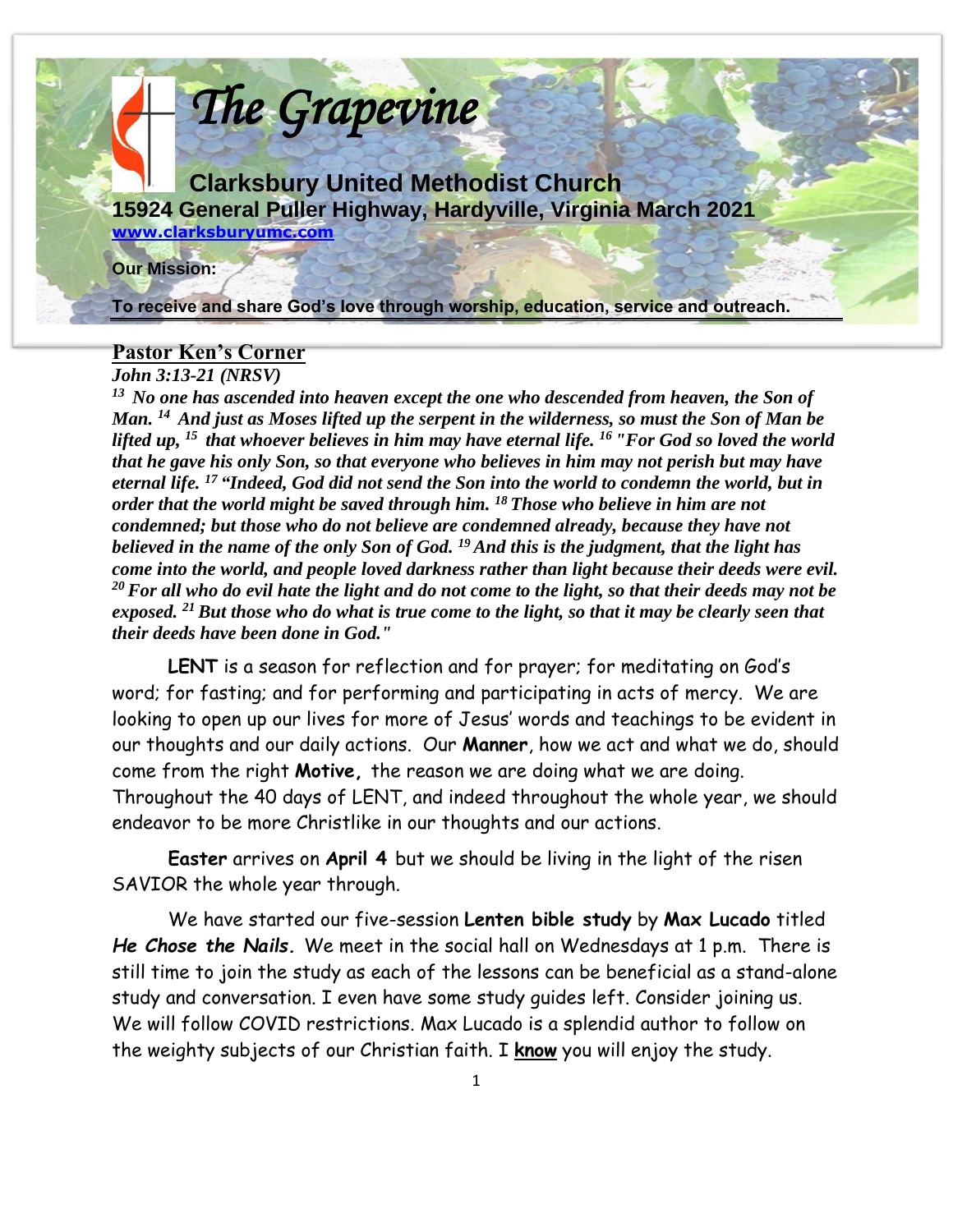# The Grapevine

## Clarksbury United Methodist Church

**15924 General Puller Highway, Hardyville, Virginia March 2021**

[www.clarksburyumc.com](http://www.clarksburyumc.com)

**Our Mission:**

**To receive and share God's love through worship, education, service and outreach.**

## Pastor Ken's Corner

***John 3:13-21 (NRSV)***

***[13] No one has ascended into heaven except the one who descended from heaven, the Son of Man. [14] And just as Moses lifted up the serpent in the wilderness, so must the Son of Man be lifted up, [15] that whoever believes in him may have eternal life. [16] "For God so loved the world that he gave his only Son, so that everyone who believes in him may not perish but may have eternal life. [17] "Indeed, God did not send the Son into the world to condemn the world, but in order that the world might be saved through him. [18] Those who believe in him are not condemned; but those who do not believe are condemned already, because they have not believed in the name of the only Son of God. [19] And this is the judgment, that the light has come into the world, and people loved darkness rather than light because their deeds were evil. [20] For all who do evil hate the light and do not come to the light, so that their deeds may not be exposed. [21] But those who do what is true come to the light, so that it may be clearly seen that their deeds have been done in God."***

**LENT** is a season for reflection and for prayer; for meditating on God's word; for fasting; and for performing and participating in acts of mercy. We are looking to open up our lives for more of Jesus' words and teachings to be evident in our thoughts and our daily actions. Our **Manner**, how we act and what we do, should come from the right **Motive,** the reason we are doing what we are doing. Throughout the 40 days of LENT, and indeed throughout the whole year, we should endeavor to be more Christlike in our thoughts and our actions.

**Easter** arrives on **April 4** but we should be living in the light of the risen SAVIOR the whole year through.

We have started our five-session **Lenten bible study** by **Max Lucado** titled ***He Chose the Nails.*** We meet in the social hall on Wednesdays at 1 p.m. There is still time to join the study as each of the lessons can be beneficial as a stand-alone study and conversation. I even have some study guides left. Consider joining us. We will follow COVID restrictions. Max Lucado is a splendid author to follow on the weighty subjects of our Christian faith. I **know** you will enjoy the study.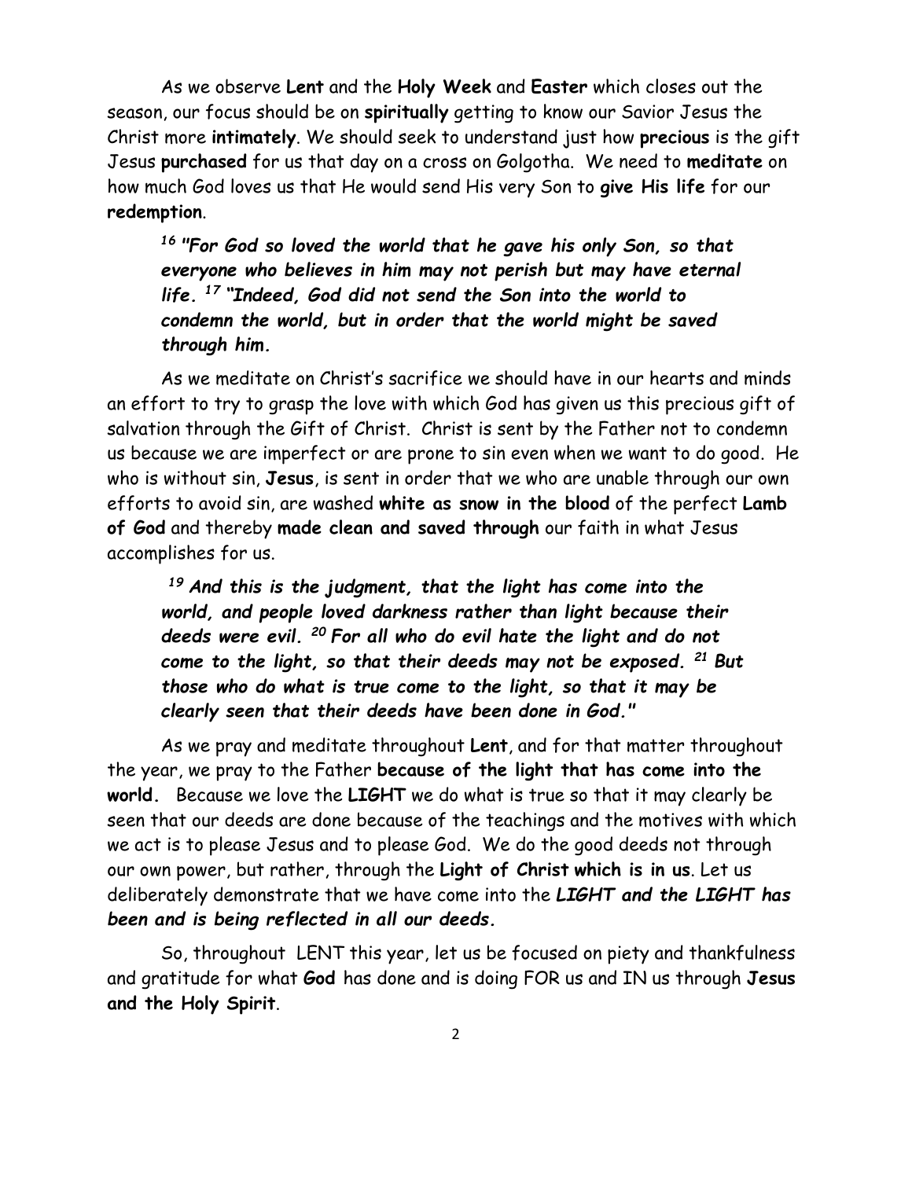As we observe **Lent** and the **Holy Week** and **Easter** which closes out the season, our focus should be on **spiritually** getting to know our Savior Jesus the Christ more **intimately**. We should seek to understand just how **precious** is the gift Jesus **purchased** for us that day on a cross on Golgotha. We need to **meditate** on how much God loves us that He would send His very Son to **give His life** for our **redemption**.

> ***[16] "For God so loved the world that he gave his only Son, so that everyone who believes in him may not perish but may have eternal life. [17] "Indeed, God did not send the Son into the world to condemn the world, but in order that the world might be saved through him.***

As we meditate on Christ's sacrifice we should have in our hearts and minds an effort to try to grasp the love with which God has given us this precious gift of salvation through the Gift of Christ. Christ is sent by the Father not to condemn us because we are imperfect or are prone to sin even when we want to do good. He who is without sin, **Jesus**, is sent in order that we who are unable through our own efforts to avoid sin, are washed **white as snow in the blood** of the perfect **Lamb of God** and thereby **made clean and saved through** our faith in what Jesus accomplishes for us.

> ***[19] And this is the judgment, that the light has come into the world, and people loved darkness rather than light because their deeds were evil. [20] For all who do evil hate the light and do not come to the light, so that their deeds may not be exposed. [21] But those who do what is true come to the light, so that it may be clearly seen that their deeds have been done in God."***

As we pray and meditate throughout **Lent**, and for that matter throughout the year, we pray to the Father **because of the light that has come into the world.** Because we love the **LIGHT** we do what is true so that it may clearly be seen that our deeds are done because of the teachings and the motives with which we act is to please Jesus and to please God. We do the good deeds not through our own power, but rather, through the **Light of Christ which is in us**. Let us deliberately demonstrate that we have come into the ***LIGHT and the LIGHT has been and is being reflected in all our deeds.***

So, throughout LENT this year, let us be focused on piety and thankfulness and gratitude for what **God** has done and is doing FOR us and IN us through **Jesus and the Holy Spirit**.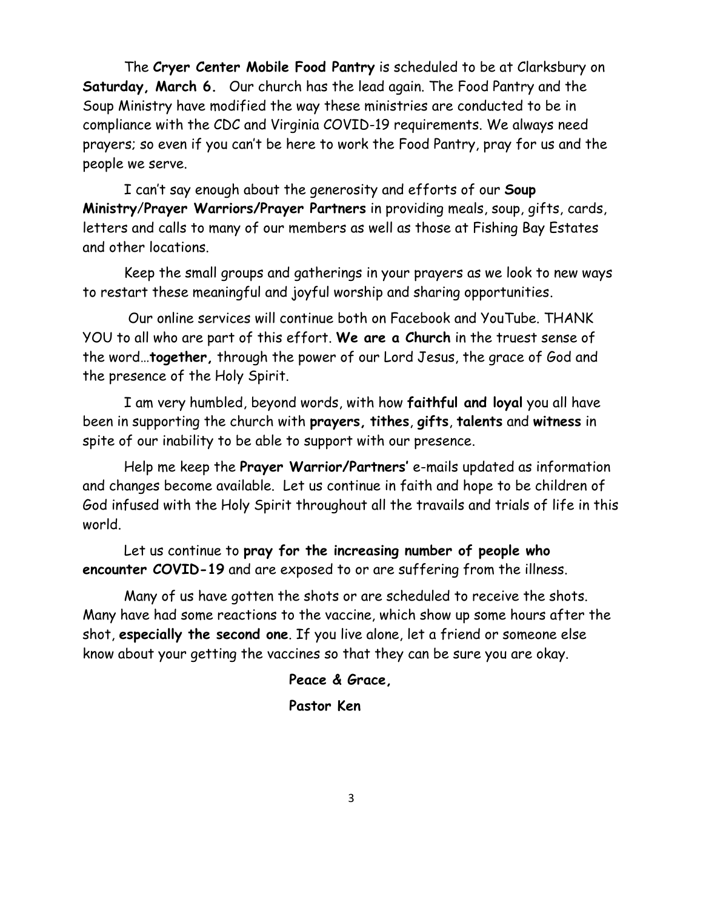The **Cryer Center Mobile Food Pantry** is scheduled to be at Clarksbury on **Saturday, March 6.** Our church has the lead again. The Food Pantry and the Soup Ministry have modified the way these ministries are conducted to be in compliance with the CDC and Virginia COVID-19 requirements. We always need prayers; so even if you can't be here to work the Food Pantry, pray for us and the people we serve.

I can't say enough about the generosity and efforts of our **Soup Ministry/Prayer Warriors/Prayer Partners** in providing meals, soup, gifts, cards, letters and calls to many of our members as well as those at Fishing Bay Estates and other locations.

Keep the small groups and gatherings in your prayers as we look to new ways to restart these meaningful and joyful worship and sharing opportunities.

Our online services will continue both on Facebook and YouTube. THANK YOU to all who are part of this effort. **We are a Church** in the truest sense of the word…**together,** through the power of our Lord Jesus, the grace of God and the presence of the Holy Spirit.

I am very humbled, beyond words, with how **faithful and loyal** you all have been in supporting the church with **prayers, tithes**, **gifts**, **talents** and **witness** in spite of our inability to be able to support with our presence.

Help me keep the **Prayer Warrior/Partners'** e-mails updated as information and changes become available. Let us continue in faith and hope to be children of God infused with the Holy Spirit throughout all the travails and trials of life in this world.

Let us continue to **pray for the increasing number of people who encounter COVID-19** and are exposed to or are suffering from the illness.

Many of us have gotten the shots or are scheduled to receive the shots. Many have had some reactions to the vaccine, which show up some hours after the shot, **especially the second one**. If you live alone, let a friend or someone else know about your getting the vaccines so that they can be sure you are okay.

**Peace & Grace,**

**Pastor Ken**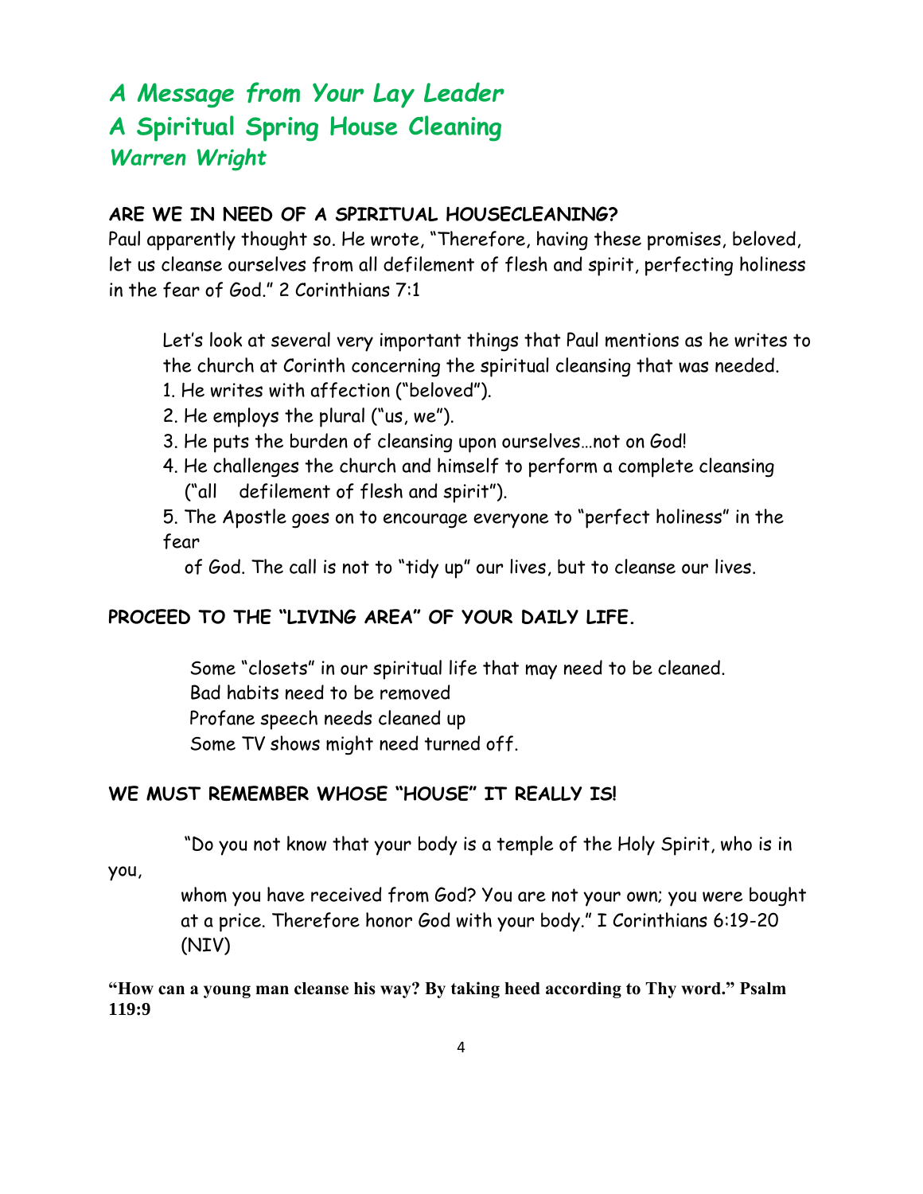# *A Message from Your Lay Leader*
# *A Spiritual Spring House Cleaning*
### *Warren Wright*

**ARE WE IN NEED OF A SPIRITUAL HOUSECLEANING?**

Paul apparently thought so. He wrote, "Therefore, having these promises, beloved, let us cleanse ourselves from all defilement of flesh and spirit, perfecting holiness in the fear of God." 2 Corinthians 7:1

Let's look at several very important things that Paul mentions as he writes to the church at Corinth concerning the spiritual cleansing that was needed.

1. He writes with affection ("beloved").
2. He employs the plural ("us, we").
3. He puts the burden of cleansing upon ourselves…not on God!
4. He challenges the church and himself to perform a complete cleansing ("all defilement of flesh and spirit").
5. The Apostle goes on to encourage everyone to "perfect holiness" in the fear of God. The call is not to "tidy up" our lives, but to cleanse our lives.

**PROCEED TO THE "LIVING AREA" OF YOUR DAILY LIFE.**

Some "closets" in our spiritual life that may need to be cleaned.
Bad habits need to be removed
Profane speech needs cleaned up
Some TV shows might need turned off.

**WE MUST REMEMBER WHOSE "HOUSE" IT REALLY IS!**

"Do you not know that your body is a temple of the Holy Spirit, who is in you, whom you have received from God? You are not your own; you were bought at a price. Therefore honor God with your body." I Corinthians 6:19-20 (NIV)

**"How can a young man cleanse his way? By taking heed according to Thy word." Psalm 119:9**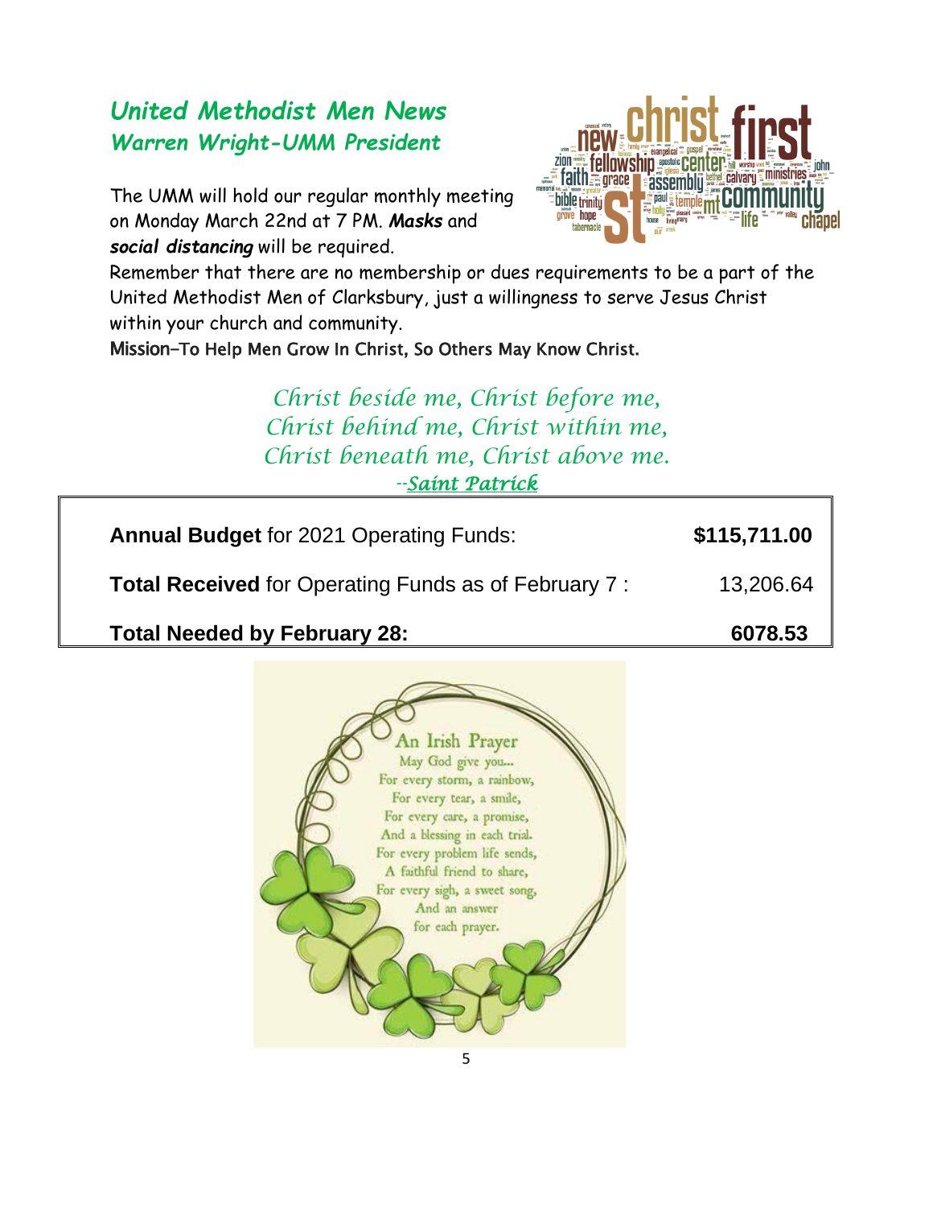## *United Methodist Men News*

### *Warren Wright-UMM President*

The UMM will hold our regular monthly meeting on Monday March 22nd at 7 PM. ***Masks*** and ***social distancing*** will be required.

Remember that there are no membership or dues requirements to be a part of the United Methodist Men of Clarksbury, just a willingness to serve Jesus Christ within your church and community.

Mission–To Help Men Grow In Christ, So Others May Know Christ.

*Christ beside me, Christ before me,*
*Christ behind me, Christ within me,*
*Christ beneath me, Christ above me.*
*--Saint Patrick*

| | |
|---|---|
| **Annual Budget** for 2021 Operating Funds: | **$115,711.00** |
| **Total Received** for Operating Funds as of February 7 : | 13,206.64 |
| **Total Needed by February 28:** | **6078.53** |

An Irish Prayer
May God give you...
For every storm, a rainbow,
For every tear, a smile,
For every care, a promise,
And a blessing in each trial.
For every problem life sends,
A faithful friend to share,
For every sigh, a sweet song,
And an answer
for each prayer.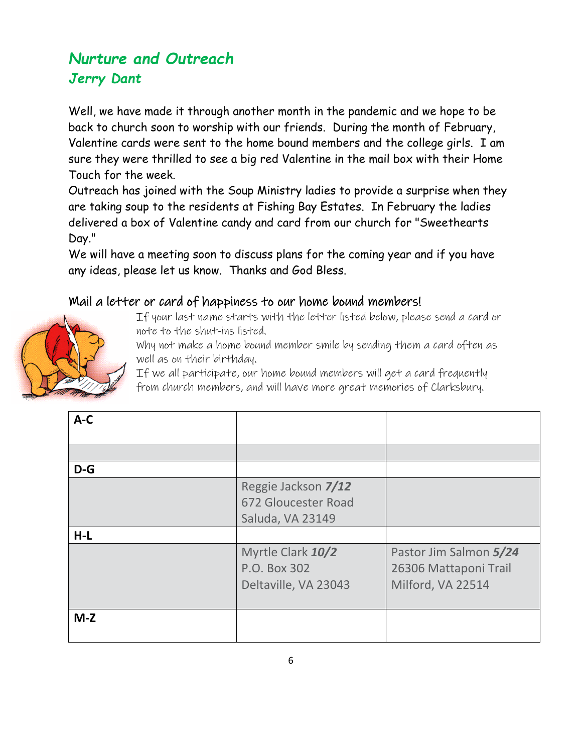## *Nurture and Outreach*

### *Jerry Dant*

Well, we have made it through another month in the pandemic and we hope to be back to church soon to worship with our friends. During the month of February, Valentine cards were sent to the home bound members and the college girls. I am sure they were thrilled to see a big red Valentine in the mail box with their Home Touch for the week.

Outreach has joined with the Soup Ministry ladies to provide a surprise when they are taking soup to the residents at Fishing Bay Estates. In February the ladies delivered a box of Valentine candy and card from our church for "Sweethearts Day."

We will have a meeting soon to discuss plans for the coming year and if you have any ideas, please let us know. Thanks and God Bless.

### Mail a letter or card of happiness to our home bound members!

If your last name starts with the letter listed below, please send a card or note to the shut-ins listed.

Why not make a home bound member smile by sending them a card often as well as on their birthday.

If we all participate, our home bound members will get a card frequently from church members, and will have more great memories of Clarksbury.

| **A-C** | | |
|---|---|---|
| | | |
| **D-G** | | |
| | Reggie Jackson ***7/12***<br>672 Gloucester Road<br>Saluda, VA 23149 | |
| **H-L** | | |
| | Myrtle Clark ***10/2***<br>P.O. Box 302<br>Deltaville, VA 23043 | Pastor Jim Salmon ***5/24***<br>26306 Mattaponi Trail<br>Milford, VA 22514 |
| **M-Z** | | |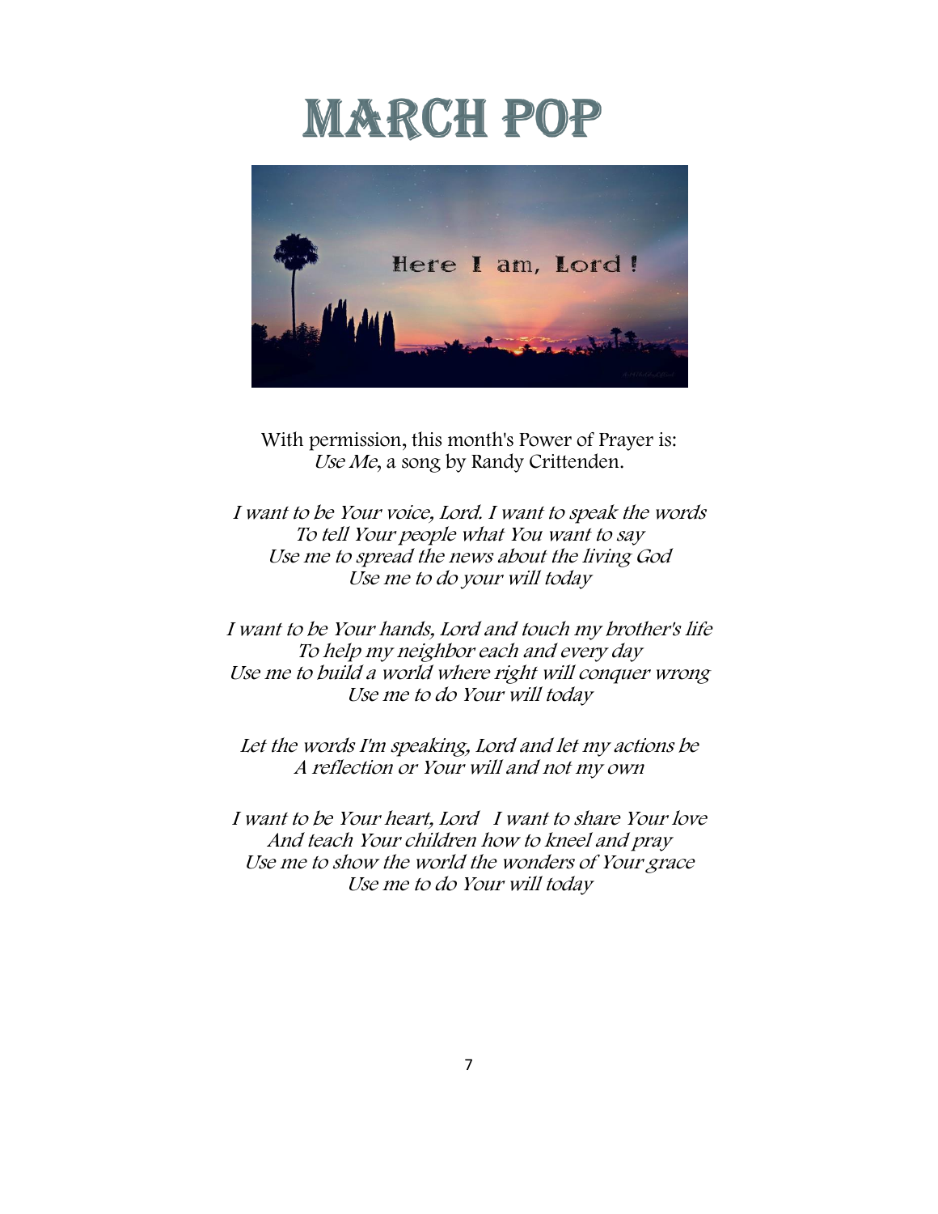# MARCH POP

With permission, this month's Power of Prayer is:
*Use Me*, a song by Randy Crittenden.

*I want to be Your voice, Lord. I want to speak the words*
*To tell Your people what You want to say*
*Use me to spread the news about the living God*
*Use me to do your will today*

*I want to be Your hands, Lord and touch my brother's life*
*To help my neighbor each and every day*
*Use me to build a world where right will conquer wrong*
*Use me to do Your will today*

*Let the words I'm speaking, Lord and let my actions be*
*A reflection or Your will and not my own*

*I want to be Your heart, Lord I want to share Your love*
*And teach Your children how to kneel and pray*
*Use me to show the world the wonders of Your grace*
*Use me to do Your will today*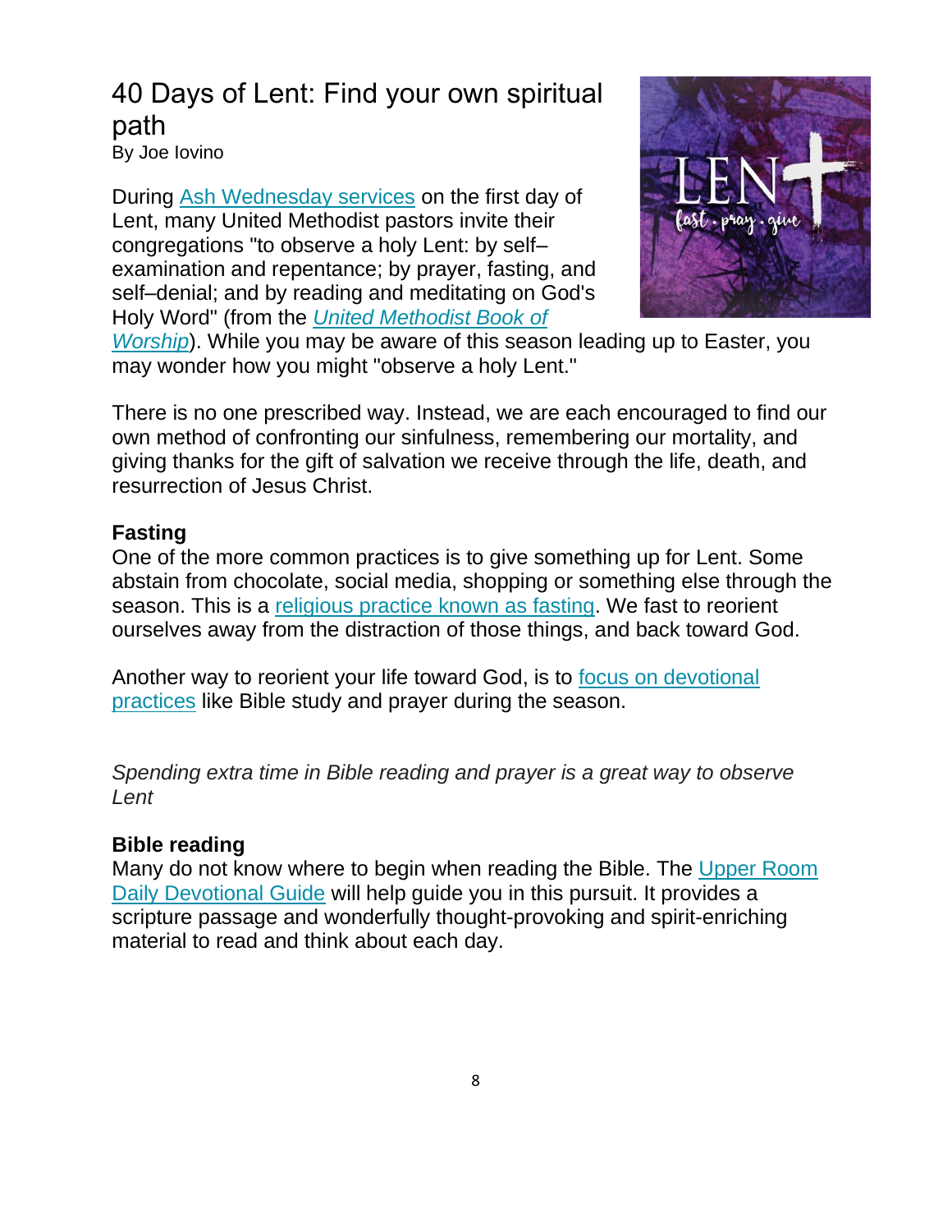# 40 Days of Lent: Find your own spiritual path

By Joe Iovino

During Ash Wednesday services on the first day of Lent, many United Methodist pastors invite their congregations "to observe a holy Lent: by self–examination and repentance; by prayer, fasting, and self–denial; and by reading and meditating on God's Holy Word" (from the *United Methodist Book of Worship*). While you may be aware of this season leading up to Easter, you may wonder how you might "observe a holy Lent."

There is no one prescribed way. Instead, we are each encouraged to find our own method of confronting our sinfulness, remembering our mortality, and giving thanks for the gift of salvation we receive through the life, death, and resurrection of Jesus Christ.

**Fasting**

One of the more common practices is to give something up for Lent. Some abstain from chocolate, social media, shopping or something else through the season. This is a religious practice known as fasting. We fast to reorient ourselves away from the distraction of those things, and back toward God.

Another way to reorient your life toward God, is to focus on devotional practices like Bible study and prayer during the season.

*Spending extra time in Bible reading and prayer is a great way to observe Lent*

**Bible reading**

Many do not know where to begin when reading the Bible. The Upper Room Daily Devotional Guide will help guide you in this pursuit. It provides a scripture passage and wonderfully thought-provoking and spirit-enriching material to read and think about each day.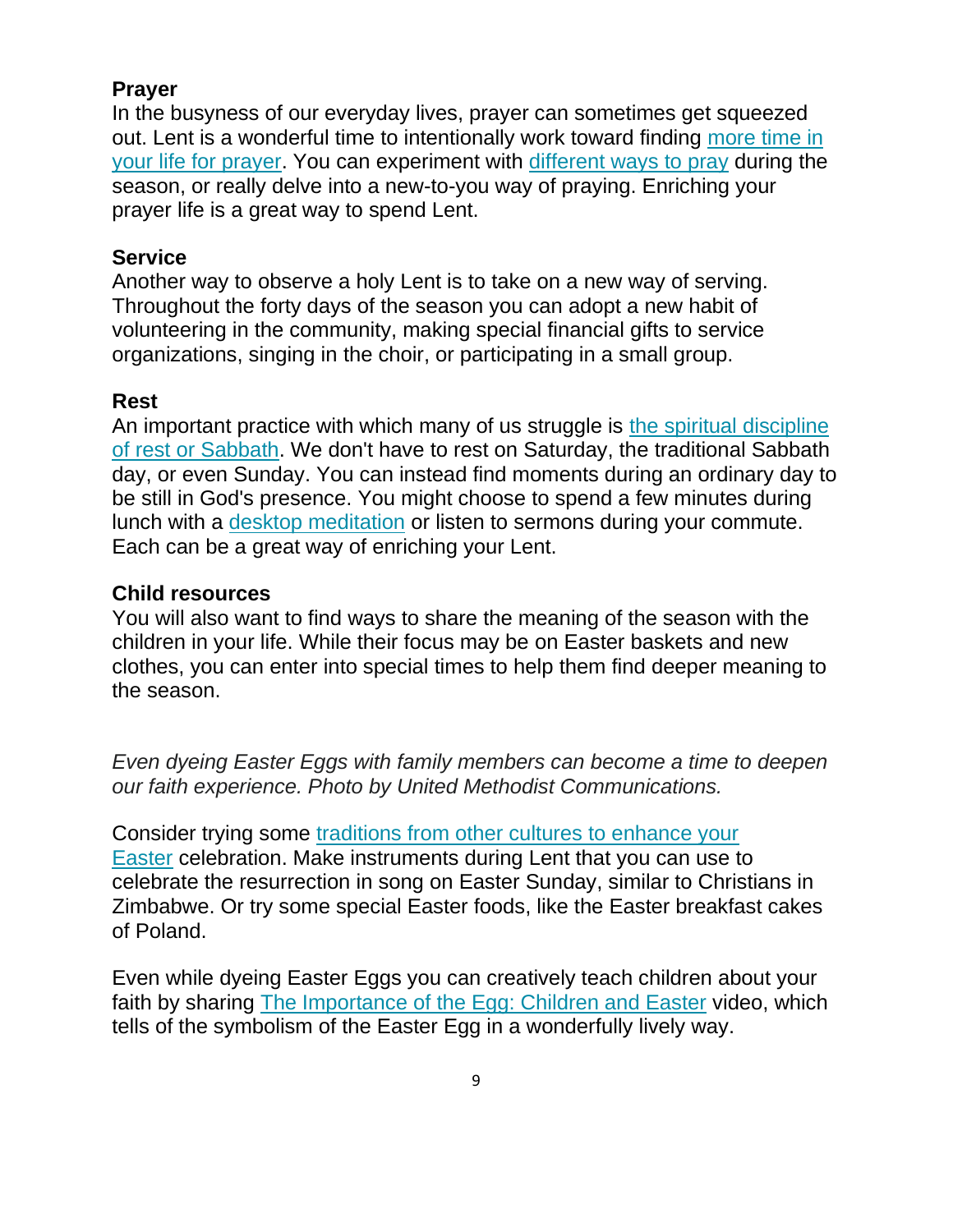**Prayer**
In the busyness of our everyday lives, prayer can sometimes get squeezed out. Lent is a wonderful time to intentionally work toward finding more time in your life for prayer. You can experiment with different ways to pray during the season, or really delve into a new-to-you way of praying. Enriching your prayer life is a great way to spend Lent.

**Service**
Another way to observe a holy Lent is to take on a new way of serving. Throughout the forty days of the season you can adopt a new habit of volunteering in the community, making special financial gifts to service organizations, singing in the choir, or participating in a small group.

**Rest**
An important practice with which many of us struggle is the spiritual discipline of rest or Sabbath. We don't have to rest on Saturday, the traditional Sabbath day, or even Sunday. You can instead find moments during an ordinary day to be still in God's presence. You might choose to spend a few minutes during lunch with a desktop meditation or listen to sermons during your commute. Each can be a great way of enriching your Lent.

**Child resources**
You will also want to find ways to share the meaning of the season with the children in your life. While their focus may be on Easter baskets and new clothes, you can enter into special times to help them find deeper meaning to the season.

*Even dyeing Easter Eggs with family members can become a time to deepen our faith experience. Photo by United Methodist Communications.*

Consider trying some traditions from other cultures to enhance your Easter celebration. Make instruments during Lent that you can use to celebrate the resurrection in song on Easter Sunday, similar to Christians in Zimbabwe. Or try some special Easter foods, like the Easter breakfast cakes of Poland.

Even while dyeing Easter Eggs you can creatively teach children about your faith by sharing The Importance of the Egg: Children and Easter video, which tells of the symbolism of the Easter Egg in a wonderfully lively way.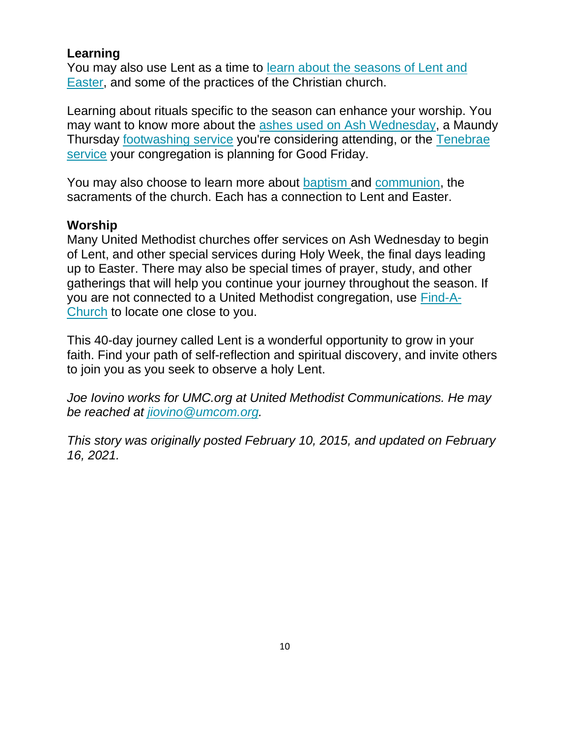**Learning**

You may also use Lent as a time to learn about the seasons of Lent and Easter, and some of the practices of the Christian church.

Learning about rituals specific to the season can enhance your worship. You may want to know more about the ashes used on Ash Wednesday, a Maundy Thursday footwashing service you're considering attending, or the Tenebrae service your congregation is planning for Good Friday.

You may also choose to learn more about baptism and communion, the sacraments of the church. Each has a connection to Lent and Easter.

**Worship**

Many United Methodist churches offer services on Ash Wednesday to begin of Lent, and other special services during Holy Week, the final days leading up to Easter. There may also be special times of prayer, study, and other gatherings that will help you continue your journey throughout the season. If you are not connected to a United Methodist congregation, use Find-A-Church to locate one close to you.

This 40-day journey called Lent is a wonderful opportunity to grow in your faith. Find your path of self-reflection and spiritual discovery, and invite others to join you as you seek to observe a holy Lent.

*Joe Iovino works for UMC.org at United Methodist Communications. He may be reached at jiovino@umcom.org.*

*This story was originally posted February 10, 2015, and updated on February 16, 2021.*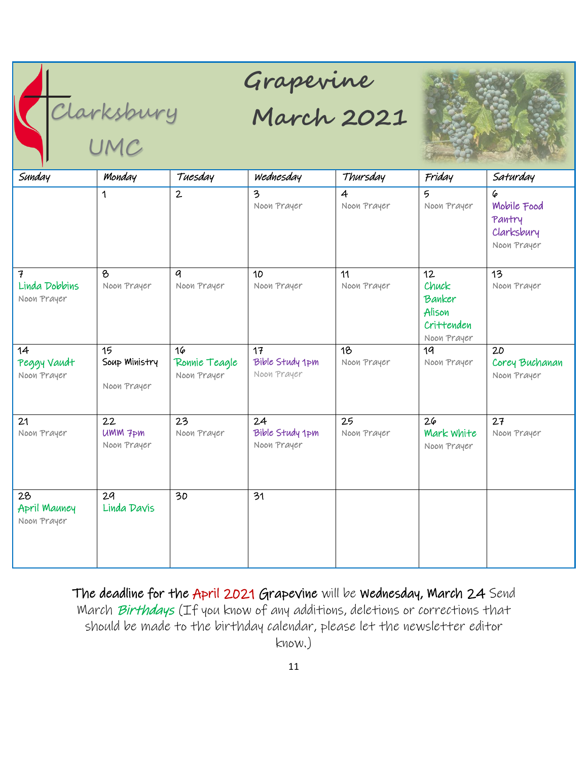# Clarksbury UMC

# Grapevine March 2021

| Sunday | Monday | Tuesday | Wednesday | Thursday | Friday | Saturday |
|---|---|---|---|---|---|---|
| | 1 | 2 | 3<br>Noon Prayer | 4<br>Noon Prayer | 5<br>Noon Prayer | 6<br>Mobile Food Pantry Clarksbury<br>Noon Prayer |
| 7<br>Linda Dobbins<br>Noon Prayer | 8<br>Noon Prayer | 9<br>Noon Prayer | 10<br>Noon Prayer | 11<br>Noon Prayer | 12<br>Chuck Banker<br>Alison Crittenden<br>Noon Prayer | 13<br>Noon Prayer |
| 14<br>Peggy Vaudt<br>Noon Prayer | 15<br>Soup Ministry<br>Noon Prayer | 16<br>Ronnie Teagle<br>Noon Prayer | 17<br>Bible Study 1pm<br>Noon Prayer | 18<br>Noon Prayer | 19<br>Noon Prayer | 20<br>Corey Buchanan<br>Noon Prayer |
| 21<br>Noon Prayer | 22<br>UMM 7pm<br>Noon Prayer | 23<br>Noon Prayer | 24<br>Bible Study 1pm<br>Noon Prayer | 25<br>Noon Prayer | 26<br>Mark White<br>Noon Prayer | 27<br>Noon Prayer |
| 28<br>April Mauney<br>Noon Prayer | 29<br>Linda Davis | 30 | 31 | | | |

The deadline for the April 2021 Grapevine will be Wednesday, March 24 Send March *Birthdays* (If you know of any additions, deletions or corrections that should be made to the birthday calendar, please let the newsletter editor know.)